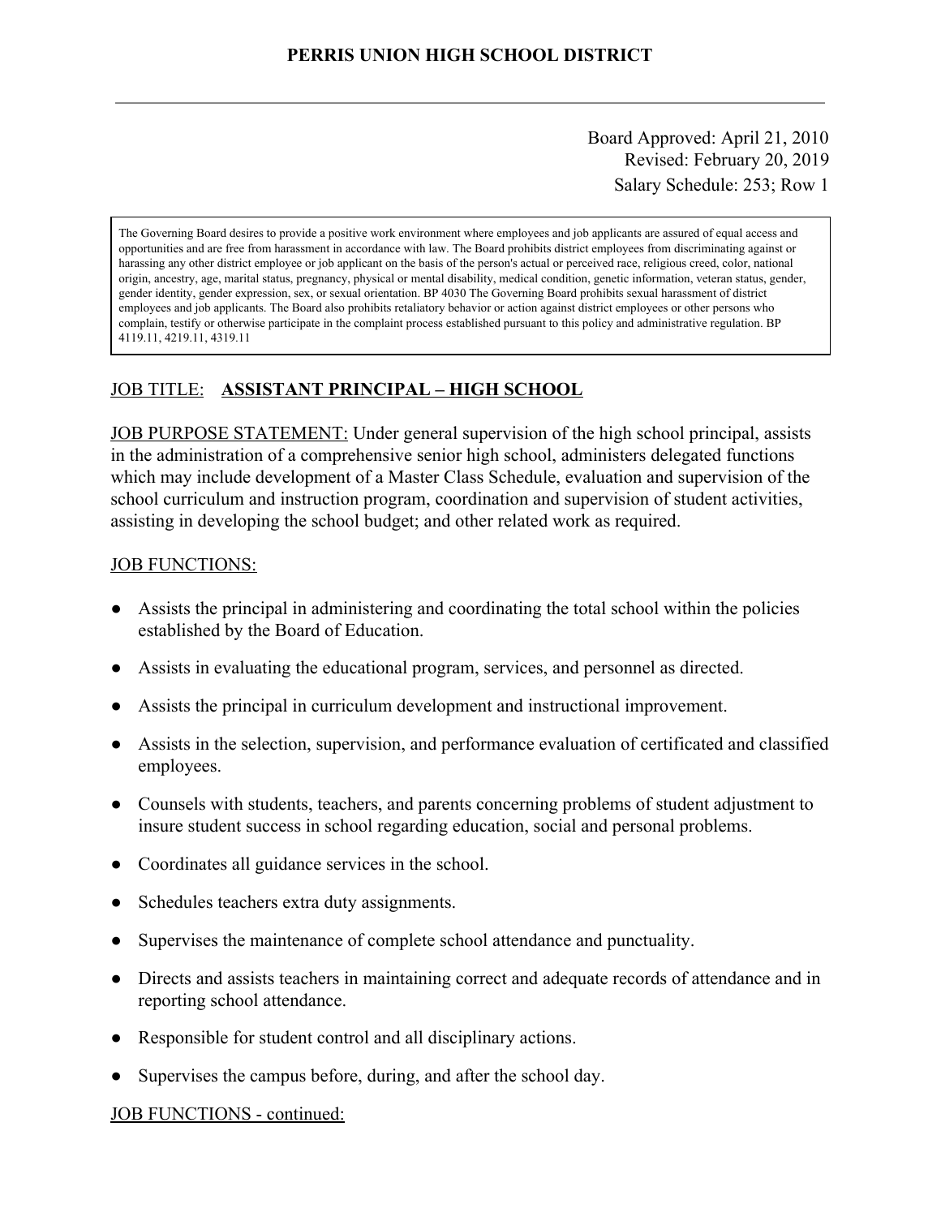**PERRIS UNION HIGH SCHOOL DISTRICT**

Board Approved: April 21, 2010
Revised: February 20, 2019
Salary Schedule: 253; Row 1

> The Governing Board desires to provide a positive work environment where employees and job applicants are assured of equal access and opportunities and are free from harassment in accordance with law. The Board prohibits district employees from discriminating against or harassing any other district employee or job applicant on the basis of the person's actual or perceived race, religious creed, color, national origin, ancestry, age, marital status, pregnancy, physical or mental disability, medical condition, genetic information, veteran status, gender, gender identity, gender expression, sex, or sexual orientation. BP 4030 The Governing Board prohibits sexual harassment of district employees and job applicants. The Board also prohibits retaliatory behavior or action against district employees or other persons who complain, testify or otherwise participate in the complaint process established pursuant to this policy and administrative regulation. BP 4119.11, 4219.11, 4319.11

JOB TITLE: **ASSISTANT PRINCIPAL – HIGH SCHOOL**

JOB PURPOSE STATEMENT: Under general supervision of the high school principal, assists in the administration of a comprehensive senior high school, administers delegated functions which may include development of a Master Class Schedule, evaluation and supervision of the school curriculum and instruction program, coordination and supervision of student activities, assisting in developing the school budget; and other related work as required.

JOB FUNCTIONS:

- Assists the principal in administering and coordinating the total school within the policies established by the Board of Education.
- Assists in evaluating the educational program, services, and personnel as directed.
- Assists the principal in curriculum development and instructional improvement.
- Assists in the selection, supervision, and performance evaluation of certificated and classified employees.
- Counsels with students, teachers, and parents concerning problems of student adjustment to insure student success in school regarding education, social and personal problems.
- Coordinates all guidance services in the school.
- Schedules teachers extra duty assignments.
- Supervises the maintenance of complete school attendance and punctuality.
- Directs and assists teachers in maintaining correct and adequate records of attendance and in reporting school attendance.
- Responsible for student control and all disciplinary actions.
- Supervises the campus before, during, and after the school day.

JOB FUNCTIONS - continued: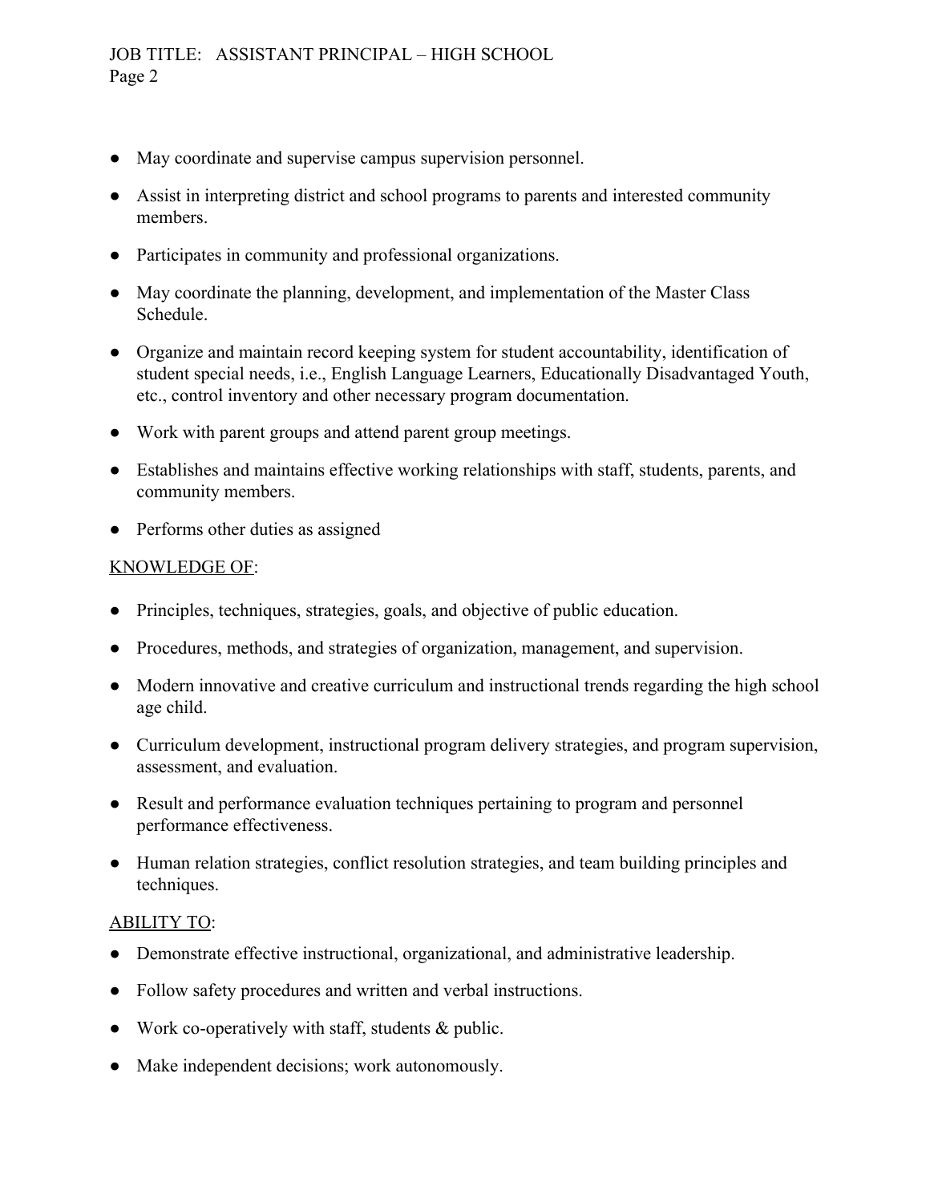- May coordinate and supervise campus supervision personnel.
- Assist in interpreting district and school programs to parents and interested community members.
- Participates in community and professional organizations.
- May coordinate the planning, development, and implementation of the Master Class Schedule.
- Organize and maintain record keeping system for student accountability, identification of student special needs, i.e., English Language Learners, Educationally Disadvantaged Youth, etc., control inventory and other necessary program documentation.
- Work with parent groups and attend parent group meetings.
- Establishes and maintains effective working relationships with staff, students, parents, and community members.
- Performs other duties as assigned

KNOWLEDGE OF:

- Principles, techniques, strategies, goals, and objective of public education.
- Procedures, methods, and strategies of organization, management, and supervision.
- Modern innovative and creative curriculum and instructional trends regarding the high school age child.
- Curriculum development, instructional program delivery strategies, and program supervision, assessment, and evaluation.
- Result and performance evaluation techniques pertaining to program and personnel performance effectiveness.
- Human relation strategies, conflict resolution strategies, and team building principles and techniques.

ABILITY TO:

- Demonstrate effective instructional, organizational, and administrative leadership.
- Follow safety procedures and written and verbal instructions.
- Work co-operatively with staff, students & public.
- Make independent decisions; work autonomously.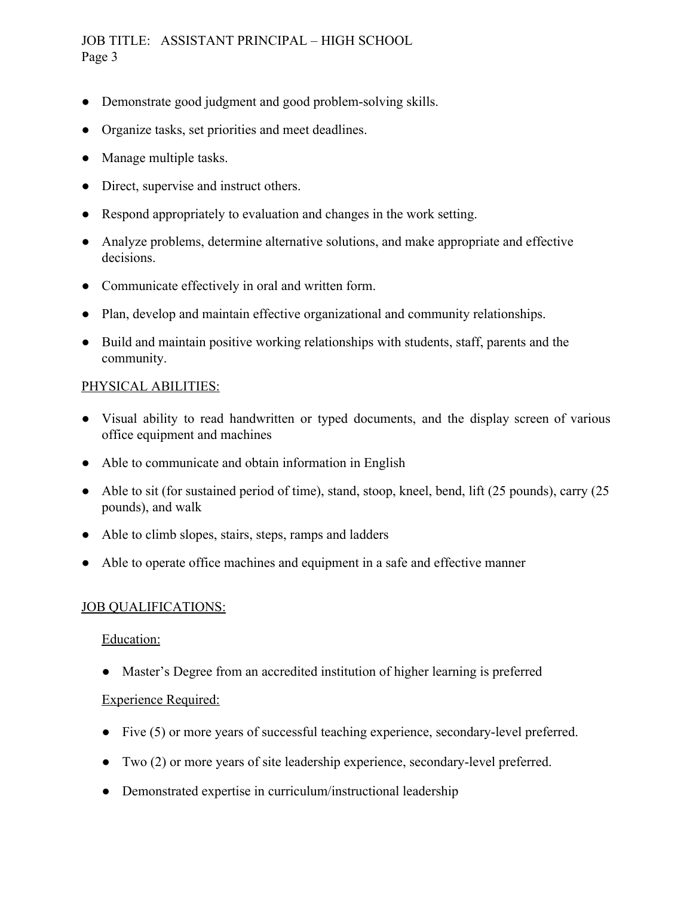- Demonstrate good judgment and good problem-solving skills.
- Organize tasks, set priorities and meet deadlines.
- Manage multiple tasks.
- Direct, supervise and instruct others.
- Respond appropriately to evaluation and changes in the work setting.
- Analyze problems, determine alternative solutions, and make appropriate and effective decisions.
- Communicate effectively in oral and written form.
- Plan, develop and maintain effective organizational and community relationships.
- Build and maintain positive working relationships with students, staff, parents and the community.

## PHYSICAL ABILITIES:

- Visual ability to read handwritten or typed documents, and the display screen of various office equipment and machines
- Able to communicate and obtain information in English
- Able to sit (for sustained period of time), stand, stoop, kneel, bend, lift (25 pounds), carry (25 pounds), and walk
- Able to climb slopes, stairs, steps, ramps and ladders
- Able to operate office machines and equipment in a safe and effective manner

## JOB QUALIFICATIONS:

### Education:

- Master's Degree from an accredited institution of higher learning is preferred

### Experience Required:

- Five (5) or more years of successful teaching experience, secondary-level preferred.
- Two (2) or more years of site leadership experience, secondary-level preferred.
- Demonstrated expertise in curriculum/instructional leadership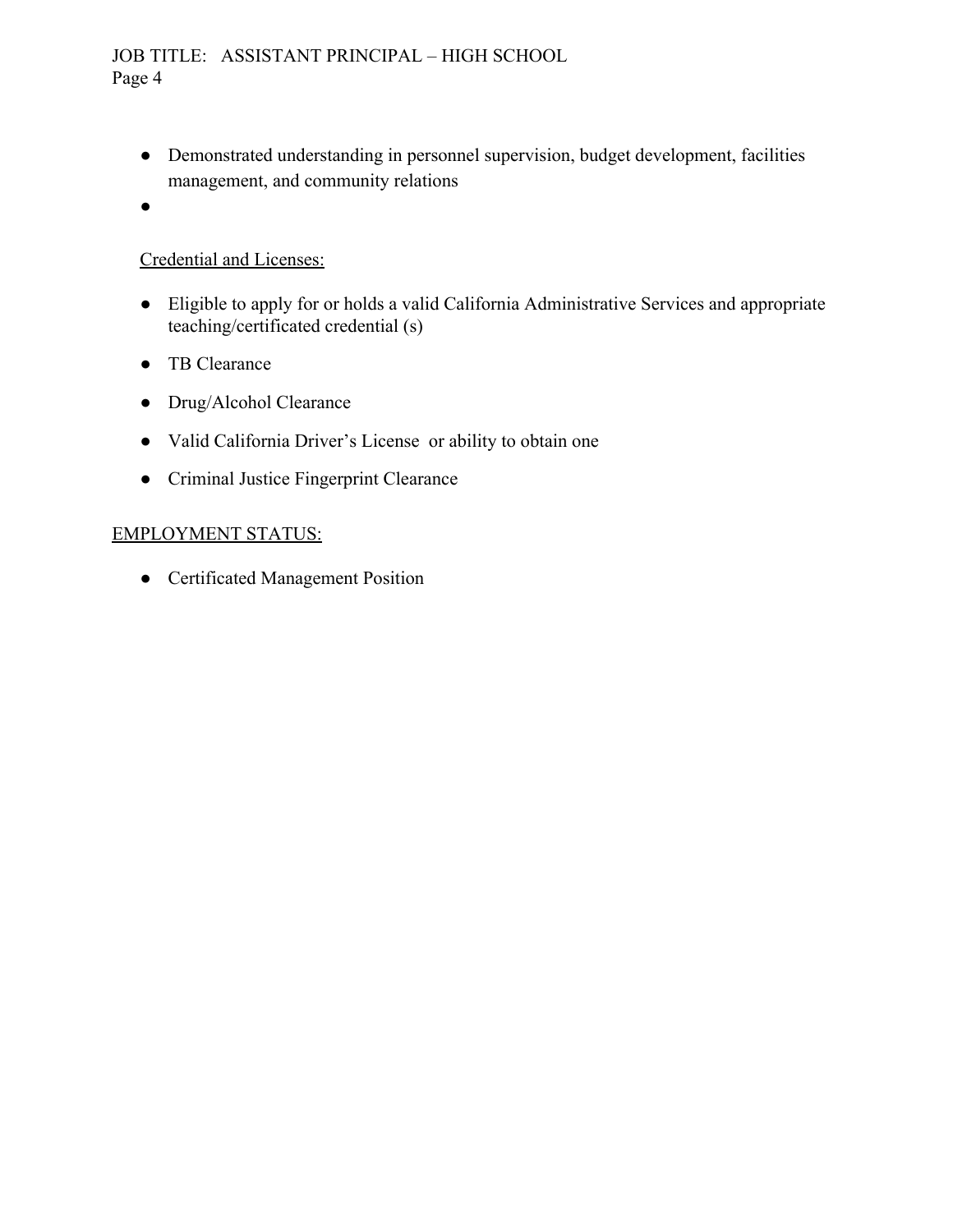- Demonstrated understanding in personnel supervision, budget development, facilities management, and community relations
-

Credential and Licenses:

- Eligible to apply for or holds a valid California Administrative Services and appropriate teaching/certificated credential (s)
- TB Clearance
- Drug/Alcohol Clearance
- Valid California Driver's License or ability to obtain one
- Criminal Justice Fingerprint Clearance

## EMPLOYMENT STATUS:

- Certificated Management Position